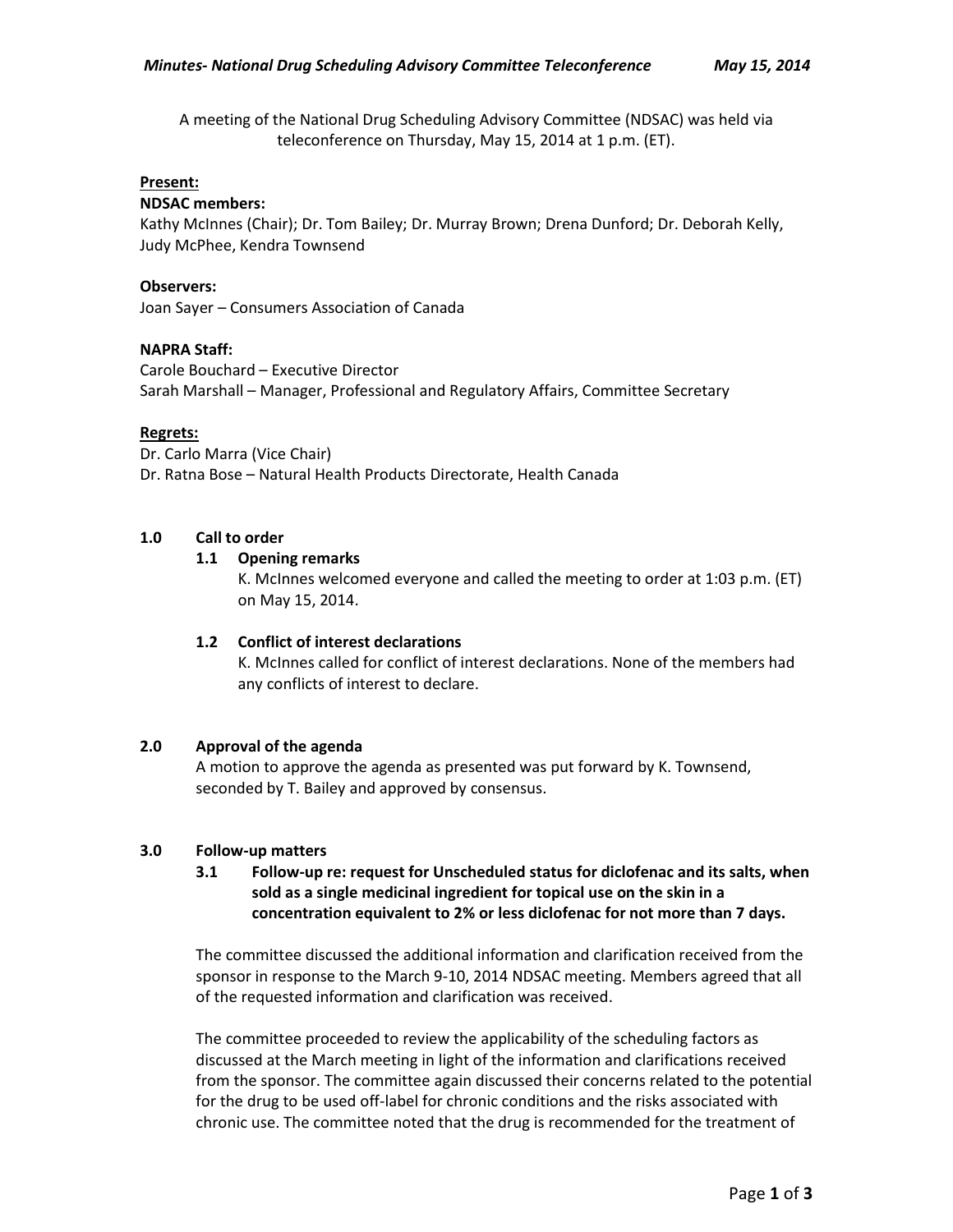A meeting of the National Drug Scheduling Advisory Committee (NDSAC) was held via teleconference on Thursday, May 15, 2014 at 1 p.m. (ET).

**Present:**

**NDSAC members:**
Kathy McInnes (Chair); Dr. Tom Bailey; Dr. Murray Brown; Drena Dunford; Dr. Deborah Kelly, Judy McPhee, Kendra Townsend

**Observers:**
Joan Sayer – Consumers Association of Canada

**NAPRA Staff:**
Carole Bouchard – Executive Director
Sarah Marshall – Manager, Professional and Regulatory Affairs, Committee Secretary

**Regrets:**
Dr. Carlo Marra (Vice Chair)
Dr. Ratna Bose – Natural Health Products Directorate, Health Canada

## 1.0 Call to order

### 1.1 Opening remarks

K. McInnes welcomed everyone and called the meeting to order at 1:03 p.m. (ET) on May 15, 2014.

### 1.2 Conflict of interest declarations

K. McInnes called for conflict of interest declarations. None of the members had any conflicts of interest to declare.

## 2.0 Approval of the agenda

A motion to approve the agenda as presented was put forward by K. Townsend, seconded by T. Bailey and approved by consensus.

## 3.0 Follow-up matters

### 3.1 Follow-up re: request for Unscheduled status for diclofenac and its salts, when sold as a single medicinal ingredient for topical use on the skin in a concentration equivalent to 2% or less diclofenac for not more than 7 days.

The committee discussed the additional information and clarification received from the sponsor in response to the March 9-10, 2014 NDSAC meeting. Members agreed that all of the requested information and clarification was received.

The committee proceeded to review the applicability of the scheduling factors as discussed at the March meeting in light of the information and clarifications received from the sponsor. The committee again discussed their concerns related to the potential for the drug to be used off-label for chronic conditions and the risks associated with chronic use. The committee noted that the drug is recommended for the treatment of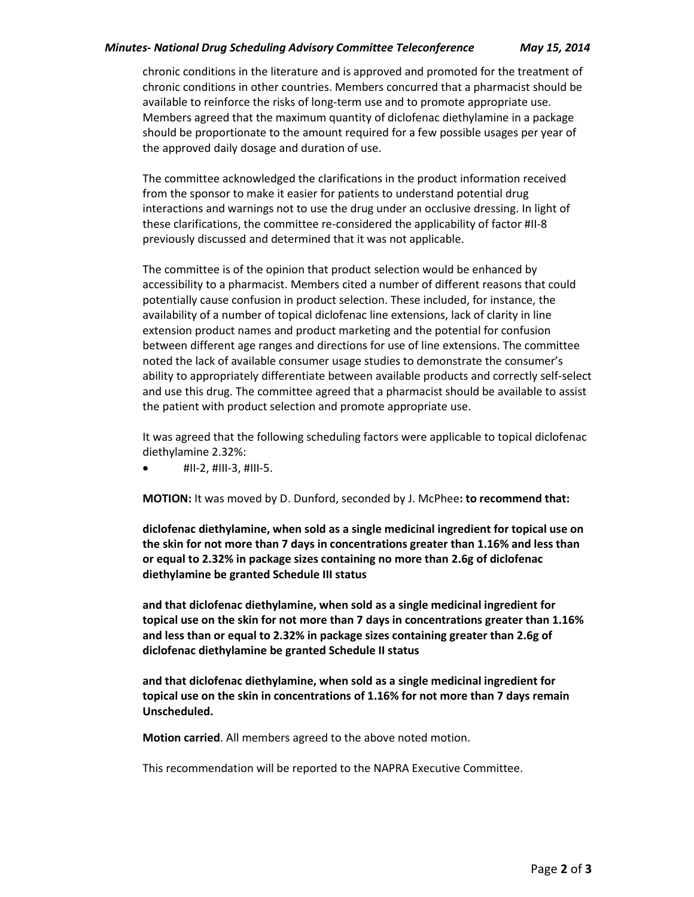chronic conditions in the literature and is approved and promoted for the treatment of chronic conditions in other countries. Members concurred that a pharmacist should be available to reinforce the risks of long-term use and to promote appropriate use. Members agreed that the maximum quantity of diclofenac diethylamine in a package should be proportionate to the amount required for a few possible usages per year of the approved daily dosage and duration of use.

The committee acknowledged the clarifications in the product information received from the sponsor to make it easier for patients to understand potential drug interactions and warnings not to use the drug under an occlusive dressing. In light of these clarifications, the committee re-considered the applicability of factor #II-8 previously discussed and determined that it was not applicable.

The committee is of the opinion that product selection would be enhanced by accessibility to a pharmacist. Members cited a number of different reasons that could potentially cause confusion in product selection. These included, for instance, the availability of a number of topical diclofenac line extensions, lack of clarity in line extension product names and product marketing and the potential for confusion between different age ranges and directions for use of line extensions. The committee noted the lack of available consumer usage studies to demonstrate the consumer's ability to appropriately differentiate between available products and correctly self-select and use this drug. The committee agreed that a pharmacist should be available to assist the patient with product selection and promote appropriate use.

It was agreed that the following scheduling factors were applicable to topical diclofenac diethylamine 2.32%:

- #II-2, #III-3, #III-5.

**MOTION:** It was moved by D. Dunford, seconded by J. McPhee**: to recommend that:**

**diclofenac diethylamine, when sold as a single medicinal ingredient for topical use on the skin for not more than 7 days in concentrations greater than 1.16% and less than or equal to 2.32% in package sizes containing no more than 2.6g of diclofenac diethylamine be granted Schedule III status**

**and that diclofenac diethylamine, when sold as a single medicinal ingredient for topical use on the skin for not more than 7 days in concentrations greater than 1.16% and less than or equal to 2.32% in package sizes containing greater than 2.6g of diclofenac diethylamine be granted Schedule II status**

**and that diclofenac diethylamine, when sold as a single medicinal ingredient for topical use on the skin in concentrations of 1.16% for not more than 7 days remain Unscheduled.**

**Motion carried**. All members agreed to the above noted motion.

This recommendation will be reported to the NAPRA Executive Committee.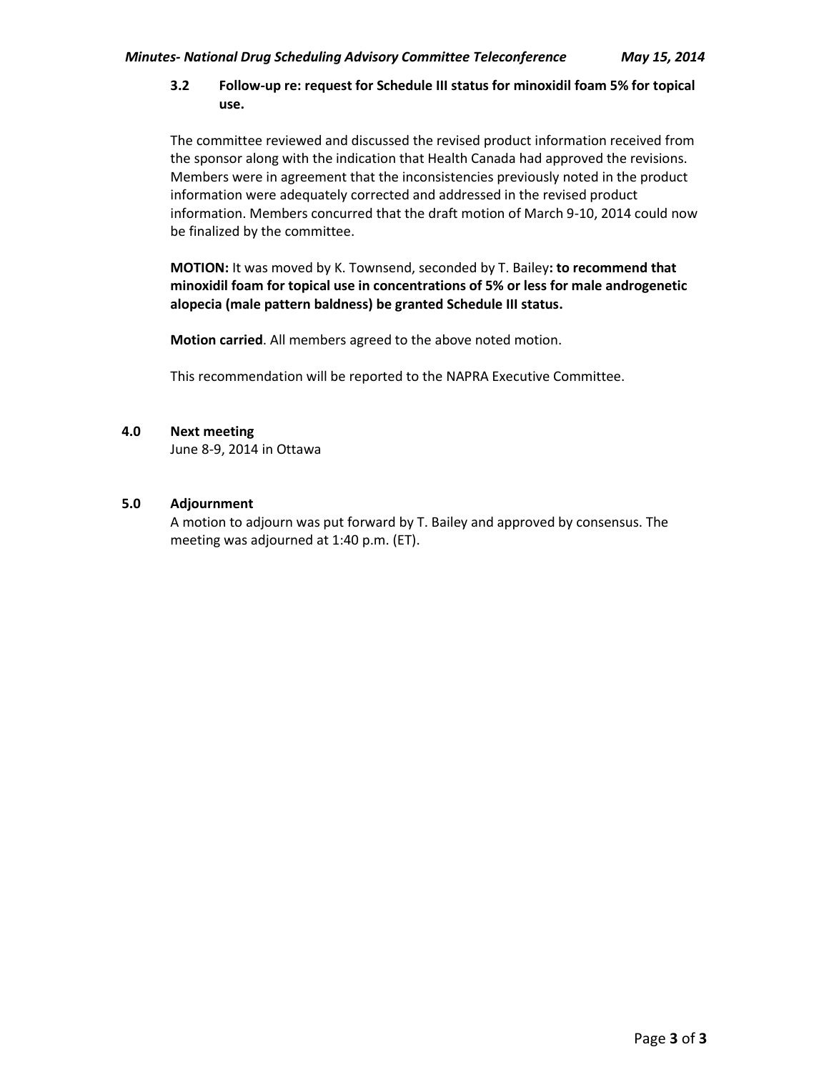### 3.2 Follow-up re: request for Schedule III status for minoxidil foam 5% for topical use.

The committee reviewed and discussed the revised product information received from the sponsor along with the indication that Health Canada had approved the revisions. Members were in agreement that the inconsistencies previously noted in the product information were adequately corrected and addressed in the revised product information. Members concurred that the draft motion of March 9-10, 2014 could now be finalized by the committee.

**MOTION:** It was moved by K. Townsend, seconded by T. Bailey**: to recommend that minoxidil foam for topical use in concentrations of 5% or less for male androgenetic alopecia (male pattern baldness) be granted Schedule III status.**

**Motion carried**. All members agreed to the above noted motion.

This recommendation will be reported to the NAPRA Executive Committee.

## 4.0 Next meeting

June 8-9, 2014 in Ottawa

## 5.0 Adjournment

A motion to adjourn was put forward by T. Bailey and approved by consensus. The meeting was adjourned at 1:40 p.m. (ET).